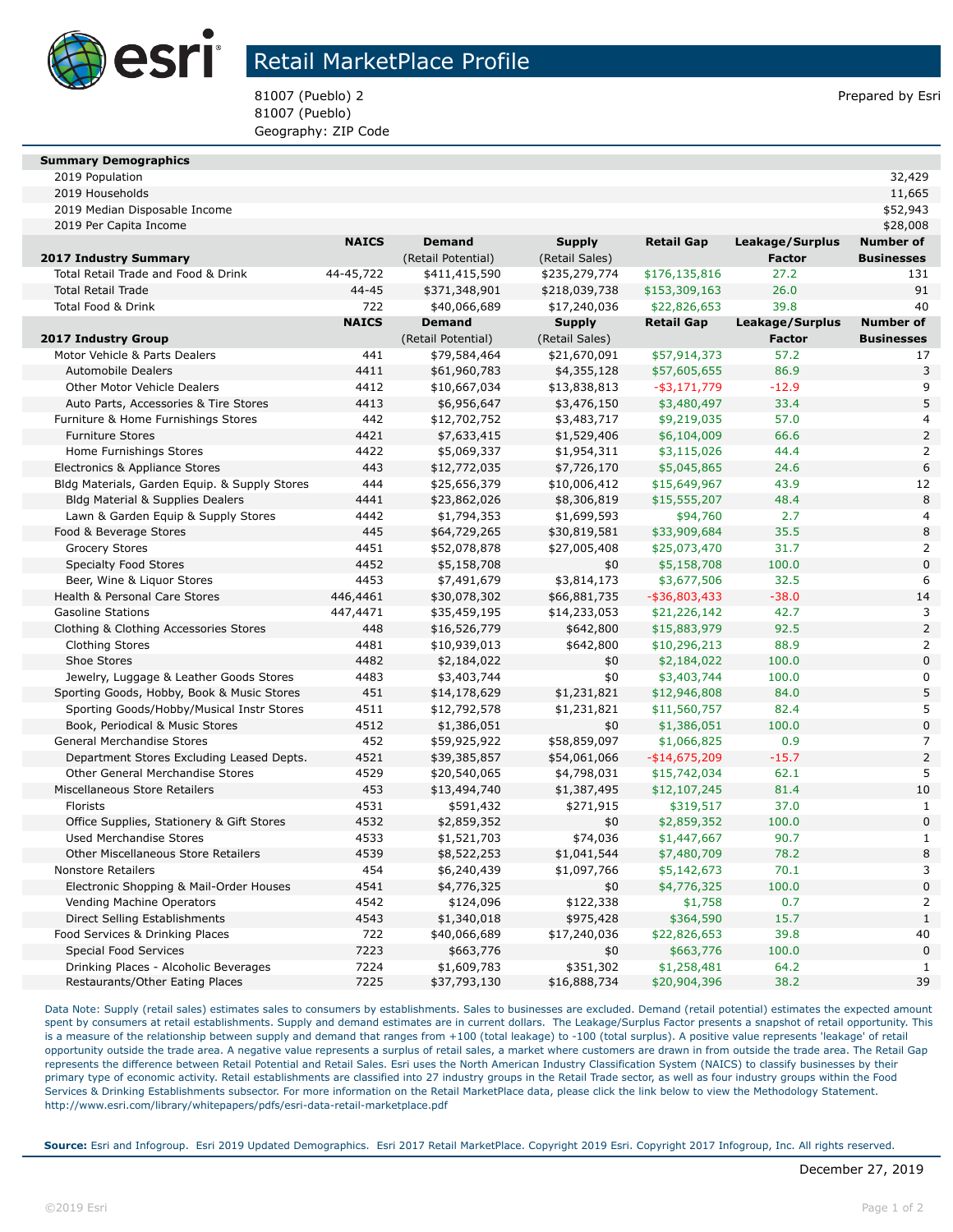# Retail MarketPlace Profile

81007 (Pueblo) 2
81007 (Pueblo)
Geography: ZIP Code

Prepared by Esri

| Summary Demographics | |
|---|---|
| 2019 Population | 32,429 |
| 2019 Households | 11,665 |
| 2019 Median Disposable Income | $52,943 |
| 2019 Per Capita Income | $28,008 |

| 2017 Industry Summary | NAICS | Demand (Retail Potential) | Supply (Retail Sales) | Retail Gap | Leakage/Surplus Factor | Number of Businesses |
|---|---|---|---|---|---|---|
| Total Retail Trade and Food & Drink | 44-45,722 | $411,415,590 | $235,279,774 | $176,135,816 | 27.2 | 131 |
| Total Retail Trade | 44-45 | $371,348,901 | $218,039,738 | $153,309,163 | 26.0 | 91 |
| Total Food & Drink | 722 | $40,066,689 | $17,240,036 | $22,826,653 | 39.8 | 40 |

| 2017 Industry Group | NAICS | Demand (Retail Potential) | Supply (Retail Sales) | Retail Gap | Leakage/Surplus Factor | Number of Businesses |
|---|---|---|---|---|---|---|
| Motor Vehicle & Parts Dealers | 441 | $79,584,464 | $21,670,091 | $57,914,373 | 57.2 | 17 |
| Automobile Dealers | 4411 | $61,960,783 | $4,355,128 | $57,605,655 | 86.9 | 3 |
| Other Motor Vehicle Dealers | 4412 | $10,667,034 | $13,838,813 | -$3,171,779 | -12.9 | 9 |
| Auto Parts, Accessories & Tire Stores | 4413 | $6,956,647 | $3,476,150 | $3,480,497 | 33.4 | 5 |
| Furniture & Home Furnishings Stores | 442 | $12,702,752 | $3,483,717 | $9,219,035 | 57.0 | 4 |
| Furniture Stores | 4421 | $7,633,415 | $1,529,406 | $6,104,009 | 66.6 | 2 |
| Home Furnishings Stores | 4422 | $5,069,337 | $1,954,311 | $3,115,026 | 44.4 | 2 |
| Electronics & Appliance Stores | 443 | $12,772,035 | $7,726,170 | $5,045,865 | 24.6 | 6 |
| Bldg Materials, Garden Equip. & Supply Stores | 444 | $25,656,379 | $10,006,412 | $15,649,967 | 43.9 | 12 |
| Bldg Material & Supplies Dealers | 4441 | $23,862,026 | $8,306,819 | $15,555,207 | 48.4 | 8 |
| Lawn & Garden Equip & Supply Stores | 4442 | $1,794,353 | $1,699,593 | $94,760 | 2.7 | 4 |
| Food & Beverage Stores | 445 | $64,729,265 | $30,819,581 | $33,909,684 | 35.5 | 8 |
| Grocery Stores | 4451 | $52,078,878 | $27,005,408 | $25,073,470 | 31.7 | 2 |
| Specialty Food Stores | 4452 | $5,158,708 | $0 | $5,158,708 | 100.0 | 0 |
| Beer, Wine & Liquor Stores | 4453 | $7,491,679 | $3,814,173 | $3,677,506 | 32.5 | 6 |
| Health & Personal Care Stores | 446,4461 | $30,078,302 | $66,881,735 | -$36,803,433 | -38.0 | 14 |
| Gasoline Stations | 447,4471 | $35,459,195 | $14,233,053 | $21,226,142 | 42.7 | 3 |
| Clothing & Clothing Accessories Stores | 448 | $16,526,779 | $642,800 | $15,883,979 | 92.5 | 2 |
| Clothing Stores | 4481 | $10,939,013 | $642,800 | $10,296,213 | 88.9 | 2 |
| Shoe Stores | 4482 | $2,184,022 | $0 | $2,184,022 | 100.0 | 0 |
| Jewelry, Luggage & Leather Goods Stores | 4483 | $3,403,744 | $0 | $3,403,744 | 100.0 | 0 |
| Sporting Goods, Hobby, Book & Music Stores | 451 | $14,178,629 | $1,231,821 | $12,946,808 | 84.0 | 5 |
| Sporting Goods/Hobby/Musical Instr Stores | 4511 | $12,792,578 | $1,231,821 | $11,560,757 | 82.4 | 5 |
| Book, Periodical & Music Stores | 4512 | $1,386,051 | $0 | $1,386,051 | 100.0 | 0 |
| General Merchandise Stores | 452 | $59,925,922 | $58,859,097 | $1,066,825 | 0.9 | 7 |
| Department Stores Excluding Leased Depts. | 4521 | $39,385,857 | $54,061,066 | -$14,675,209 | -15.7 | 2 |
| Other General Merchandise Stores | 4529 | $20,540,065 | $4,798,031 | $15,742,034 | 62.1 | 5 |
| Miscellaneous Store Retailers | 453 | $13,494,740 | $1,387,495 | $12,107,245 | 81.4 | 10 |
| Florists | 4531 | $591,432 | $271,915 | $319,517 | 37.0 | 1 |
| Office Supplies, Stationery & Gift Stores | 4532 | $2,859,352 | $0 | $2,859,352 | 100.0 | 0 |
| Used Merchandise Stores | 4533 | $1,521,703 | $74,036 | $1,447,667 | 90.7 | 1 |
| Other Miscellaneous Store Retailers | 4539 | $8,522,253 | $1,041,544 | $7,480,709 | 78.2 | 8 |
| Nonstore Retailers | 454 | $6,240,439 | $1,097,766 | $5,142,673 | 70.1 | 3 |
| Electronic Shopping & Mail-Order Houses | 4541 | $4,776,325 | $0 | $4,776,325 | 100.0 | 0 |
| Vending Machine Operators | 4542 | $124,096 | $122,338 | $1,758 | 0.7 | 2 |
| Direct Selling Establishments | 4543 | $1,340,018 | $975,428 | $364,590 | 15.7 | 1 |
| Food Services & Drinking Places | 722 | $40,066,689 | $17,240,036 | $22,826,653 | 39.8 | 40 |
| Special Food Services | 7223 | $663,776 | $0 | $663,776 | 100.0 | 0 |
| Drinking Places - Alcoholic Beverages | 7224 | $1,609,783 | $351,302 | $1,258,481 | 64.2 | 1 |
| Restaurants/Other Eating Places | 7225 | $37,793,130 | $16,888,734 | $20,904,396 | 38.2 | 39 |

Data Note: Supply (retail sales) estimates sales to consumers by establishments. Sales to businesses are excluded. Demand (retail potential) estimates the expected amount spent by consumers at retail establishments. Supply and demand estimates are in current dollars. The Leakage/Surplus Factor presents a snapshot of retail opportunity. This is a measure of the relationship between supply and demand that ranges from +100 (total leakage) to -100 (total surplus). A positive value represents 'leakage' of retail opportunity outside the trade area. A negative value represents a surplus of retail sales, a market where customers are drawn in from outside the trade area. The Retail Gap represents the difference between Retail Potential and Retail Sales. Esri uses the North American Industry Classification System (NAICS) to classify businesses by their primary type of economic activity. Retail establishments are classified into 27 industry groups in the Retail Trade sector, as well as four industry groups within the Food Services & Drinking Establishments subsector. For more information on the Retail MarketPlace data, please click the link below to view the Methodology Statement.
http://www.esri.com/library/whitepapers/pdfs/esri-data-retail-marketplace.pdf

**Source:** Esri and Infogroup. Esri 2019 Updated Demographics. Esri 2017 Retail MarketPlace. Copyright 2019 Esri. Copyright 2017 Infogroup, Inc. All rights reserved.

December 27, 2019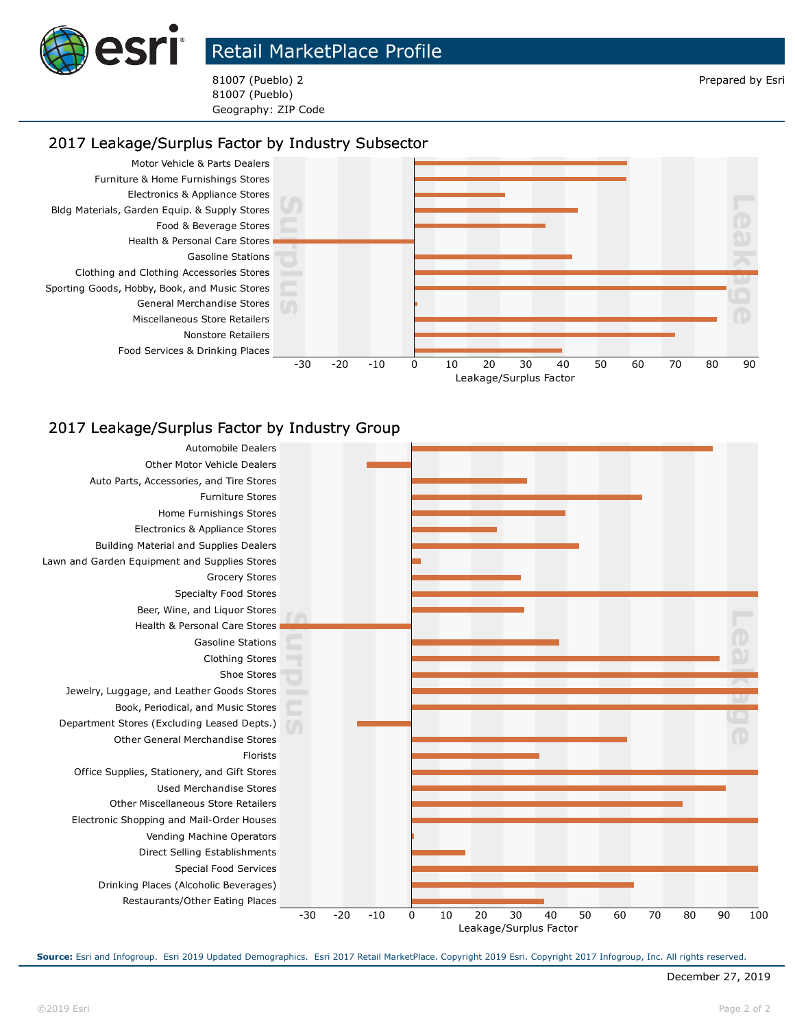# Retail MarketPlace Profile

81007 (Pueblo) 2
81007 (Pueblo)
Geography: ZIP Code

Prepared by Esri

## 2017 Leakage/Surplus Factor by Industry Subsector

Motor Vehicle & Parts Dealers
Furniture & Home Furnishings Stores
Electronics & Appliance Stores
Bldg Materials, Garden Equip. & Supply Stores
Food & Beverage Stores
Health & Personal Care Stores
Gasoline Stations
Clothing and Clothing Accessories Stores
Sporting Goods, Hobby, Book, and Music Stores
General Merchandise Stores
Miscellaneous Store Retailers
Nonstore Retailers
Food Services & Drinking Places

Surplus
Leakage

-30 -20 -10 0 10 20 30 40 50 60 70 80 90

Leakage/Surplus Factor

## 2017 Leakage/Surplus Factor by Industry Group

Automobile Dealers
Other Motor Vehicle Dealers
Auto Parts, Accessories, and Tire Stores
Furniture Stores
Home Furnishings Stores
Electronics & Appliance Stores
Building Material and Supplies Dealers
Lawn and Garden Equipment and Supplies Stores
Grocery Stores
Specialty Food Stores
Beer, Wine, and Liquor Stores
Health & Personal Care Stores
Gasoline Stations
Clothing Stores
Shoe Stores
Jewelry, Luggage, and Leather Goods Stores
Book, Periodical, and Music Stores
Department Stores (Excluding Leased Depts.)
Other General Merchandise Stores
Florists
Office Supplies, Stationery, and Gift Stores
Used Merchandise Stores
Other Miscellaneous Store Retailers
Electronic Shopping and Mail-Order Houses
Vending Machine Operators
Direct Selling Establishments
Special Food Services
Drinking Places (Alcoholic Beverages)
Restaurants/Other Eating Places

Surplus
Leakage

-30 -20 -10 0 10 20 30 40 50 60 70 80 90 100

Leakage/Surplus Factor

**Source:** Esri and Infogroup. Esri 2019 Updated Demographics. Esri 2017 Retail MarketPlace. Copyright 2019 Esri. Copyright 2017 Infogroup, Inc. All rights reserved.

December 27, 2019